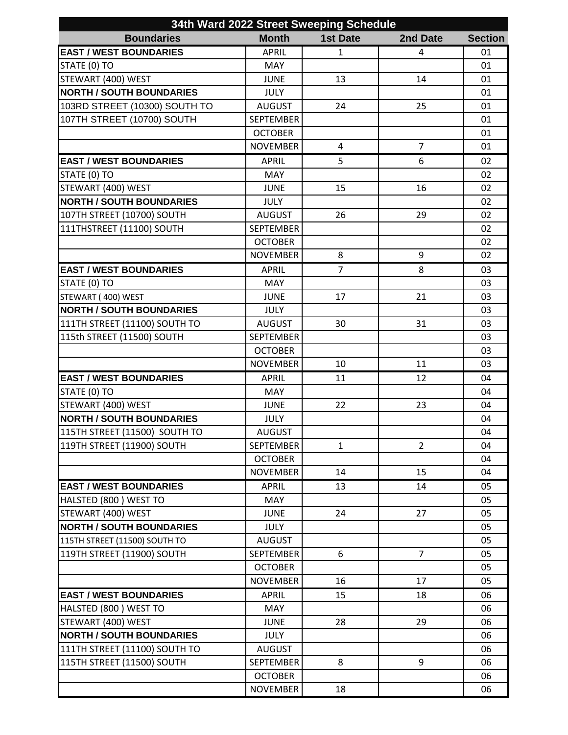# 34th Ward 2022 Street Sweeping Schedule

| Boundaries | Month | 1st Date | 2nd Date | Section |
|---|---|---|---|---|
| **EAST / WEST BOUNDARIES** | APRIL | 1 | 4 | 01 |
| STATE (0) TO | MAY | | | 01 |
| STEWART (400) WEST | JUNE | 13 | 14 | 01 |
| **NORTH / SOUTH BOUNDARIES** | JULY | | | 01 |
| 103RD STREET (10300) SOUTH TO | AUGUST | 24 | 25 | 01 |
| 107TH STREET (10700) SOUTH | SEPTEMBER | | | 01 |
| | OCTOBER | | | 01 |
| | NOVEMBER | 4 | 7 | 01 |
| **EAST / WEST BOUNDARIES** | APRIL | 5 | 6 | 02 |
| STATE (0) TO | MAY | | | 02 |
| STEWART (400) WEST | JUNE | 15 | 16 | 02 |
| **NORTH / SOUTH BOUNDARIES** | JULY | | | 02 |
| 107TH STREET (10700) SOUTH | AUGUST | 26 | 29 | 02 |
| 111THSTREET (11100) SOUTH | SEPTEMBER | | | 02 |
| | OCTOBER | | | 02 |
| | NOVEMBER | 8 | 9 | 02 |
| **EAST / WEST BOUNDARIES** | APRIL | 7 | 8 | 03 |
| STATE (0) TO | MAY | | | 03 |
| STEWART ( 400) WEST | JUNE | 17 | 21 | 03 |
| **NORTH / SOUTH BOUNDARIES** | JULY | | | 03 |
| 111TH STREET (11100) SOUTH TO | AUGUST | 30 | 31 | 03 |
| 115th STREET (11500) SOUTH | SEPTEMBER | | | 03 |
| | OCTOBER | | | 03 |
| | NOVEMBER | 10 | 11 | 03 |
| **EAST / WEST BOUNDARIES** | APRIL | 11 | 12 | 04 |
| STATE (0) TO | MAY | | | 04 |
| STEWART (400) WEST | JUNE | 22 | 23 | 04 |
| **NORTH / SOUTH BOUNDARIES** | JULY | | | 04 |
| 115TH STREET (11500) SOUTH TO | AUGUST | | | 04 |
| 119TH STREET (11900) SOUTH | SEPTEMBER | 1 | 2 | 04 |
| | OCTOBER | | | 04 |
| | NOVEMBER | 14 | 15 | 04 |
| **EAST / WEST BOUNDARIES** | APRIL | 13 | 14 | 05 |
| HALSTED (800 ) WEST TO | MAY | | | 05 |
| STEWART (400) WEST | JUNE | 24 | 27 | 05 |
| **NORTH / SOUTH BOUNDARIES** | JULY | | | 05 |
| 115TH STREET (11500) SOUTH TO | AUGUST | | | 05 |
| 119TH STREET (11900) SOUTH | SEPTEMBER | 6 | 7 | 05 |
| | OCTOBER | | | 05 |
| | NOVEMBER | 16 | 17 | 05 |
| **EAST / WEST BOUNDARIES** | APRIL | 15 | 18 | 06 |
| HALSTED (800 ) WEST TO | MAY | | | 06 |
| STEWART (400) WEST | JUNE | 28 | 29 | 06 |
| **NORTH / SOUTH BOUNDARIES** | JULY | | | 06 |
| 111TH STREET (11100) SOUTH TO | AUGUST | | | 06 |
| 115TH STREET (11500) SOUTH | SEPTEMBER | 8 | 9 | 06 |
| | OCTOBER | | | 06 |
| | NOVEMBER | 18 | | 06 |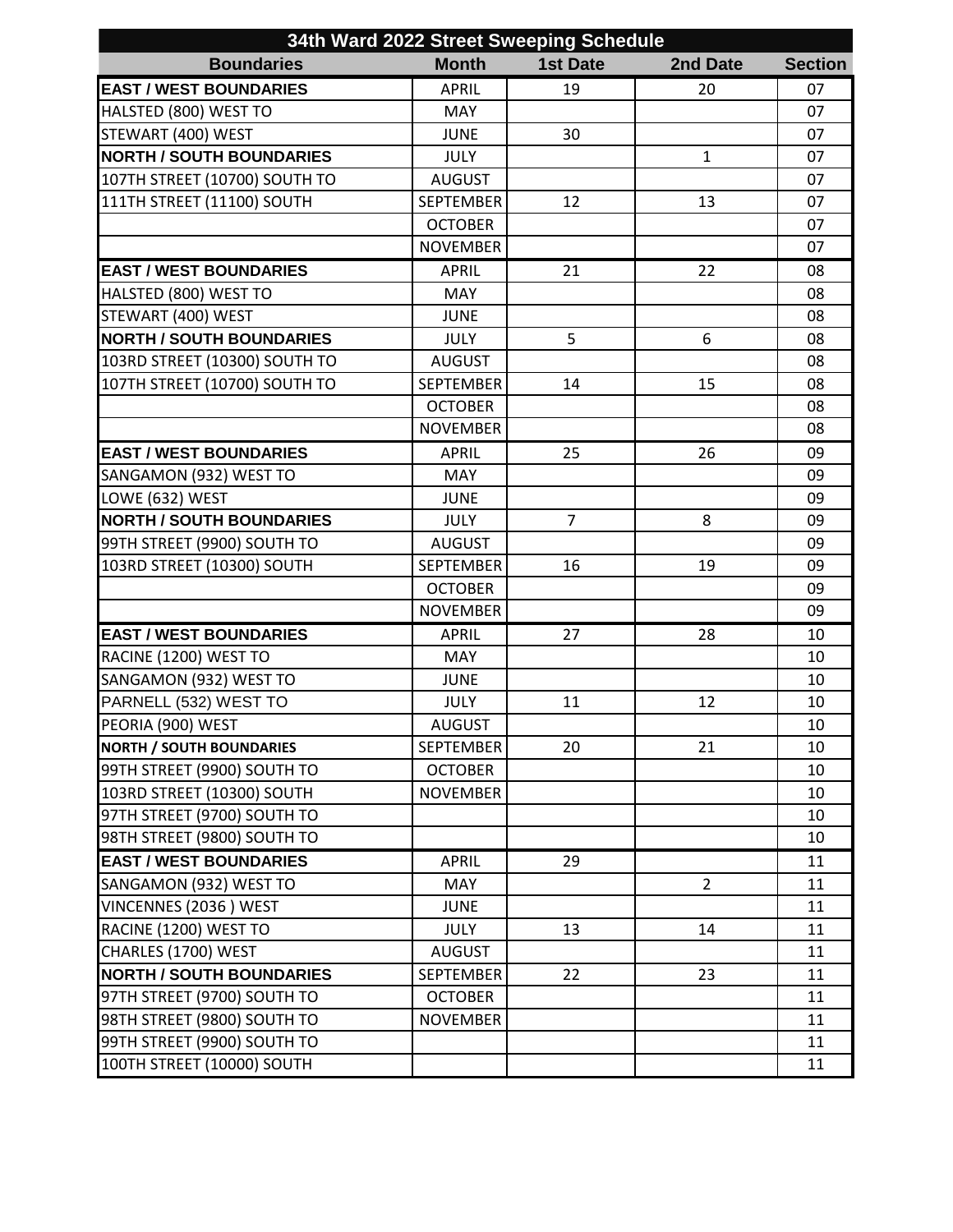| 34th Ward 2022 Street Sweeping Schedule | | | | |
|---|---|---|---|---|
| **Boundaries** | **Month** | **1st Date** | **2nd Date** | **Section** |
| **EAST / WEST BOUNDARIES** | APRIL | 19 | 20 | 07 |
| HALSTED (800) WEST TO | MAY | | | 07 |
| STEWART (400) WEST | JUNE | 30 | | 07 |
| **NORTH / SOUTH BOUNDARIES** | JULY | | 1 | 07 |
| 107TH STREET (10700) SOUTH TO | AUGUST | | | 07 |
| 111TH STREET (11100) SOUTH | SEPTEMBER | 12 | 13 | 07 |
| | OCTOBER | | | 07 |
| | NOVEMBER | | | 07 |
| **EAST / WEST BOUNDARIES** | APRIL | 21 | 22 | 08 |
| HALSTED (800) WEST TO | MAY | | | 08 |
| STEWART (400) WEST | JUNE | | | 08 |
| **NORTH / SOUTH BOUNDARIES** | JULY | 5 | 6 | 08 |
| 103RD STREET (10300) SOUTH TO | AUGUST | | | 08 |
| 107TH STREET (10700) SOUTH TO | SEPTEMBER | 14 | 15 | 08 |
| | OCTOBER | | | 08 |
| | NOVEMBER | | | 08 |
| **EAST / WEST BOUNDARIES** | APRIL | 25 | 26 | 09 |
| SANGAMON (932) WEST TO | MAY | | | 09 |
| LOWE (632) WEST | JUNE | | | 09 |
| **NORTH / SOUTH BOUNDARIES** | JULY | 7 | 8 | 09 |
| 99TH STREET (9900) SOUTH TO | AUGUST | | | 09 |
| 103RD STREET (10300) SOUTH | SEPTEMBER | 16 | 19 | 09 |
| | OCTOBER | | | 09 |
| | NOVEMBER | | | 09 |
| **EAST / WEST BOUNDARIES** | APRIL | 27 | 28 | 10 |
| RACINE (1200) WEST TO | MAY | | | 10 |
| SANGAMON (932) WEST TO | JUNE | | | 10 |
| PARNELL (532) WEST TO | JULY | 11 | 12 | 10 |
| PEORIA (900) WEST | AUGUST | | | 10 |
| **NORTH / SOUTH BOUNDARIES** | SEPTEMBER | 20 | 21 | 10 |
| 99TH STREET (9900) SOUTH TO | OCTOBER | | | 10 |
| 103RD STREET (10300) SOUTH | NOVEMBER | | | 10 |
| 97TH STREET (9700) SOUTH TO | | | | 10 |
| 98TH STREET (9800) SOUTH TO | | | | 10 |
| **EAST / WEST BOUNDARIES** | APRIL | 29 | | 11 |
| SANGAMON (932) WEST TO | MAY | | 2 | 11 |
| VINCENNES (2036 ) WEST | JUNE | | | 11 |
| RACINE (1200) WEST TO | JULY | 13 | 14 | 11 |
| CHARLES (1700) WEST | AUGUST | | | 11 |
| **NORTH / SOUTH BOUNDARIES** | SEPTEMBER | 22 | 23 | 11 |
| 97TH STREET (9700) SOUTH TO | OCTOBER | | | 11 |
| 98TH STREET (9800) SOUTH TO | NOVEMBER | | | 11 |
| 99TH STREET (9900) SOUTH TO | | | | 11 |
| 100TH STREET (10000) SOUTH | | | | 11 |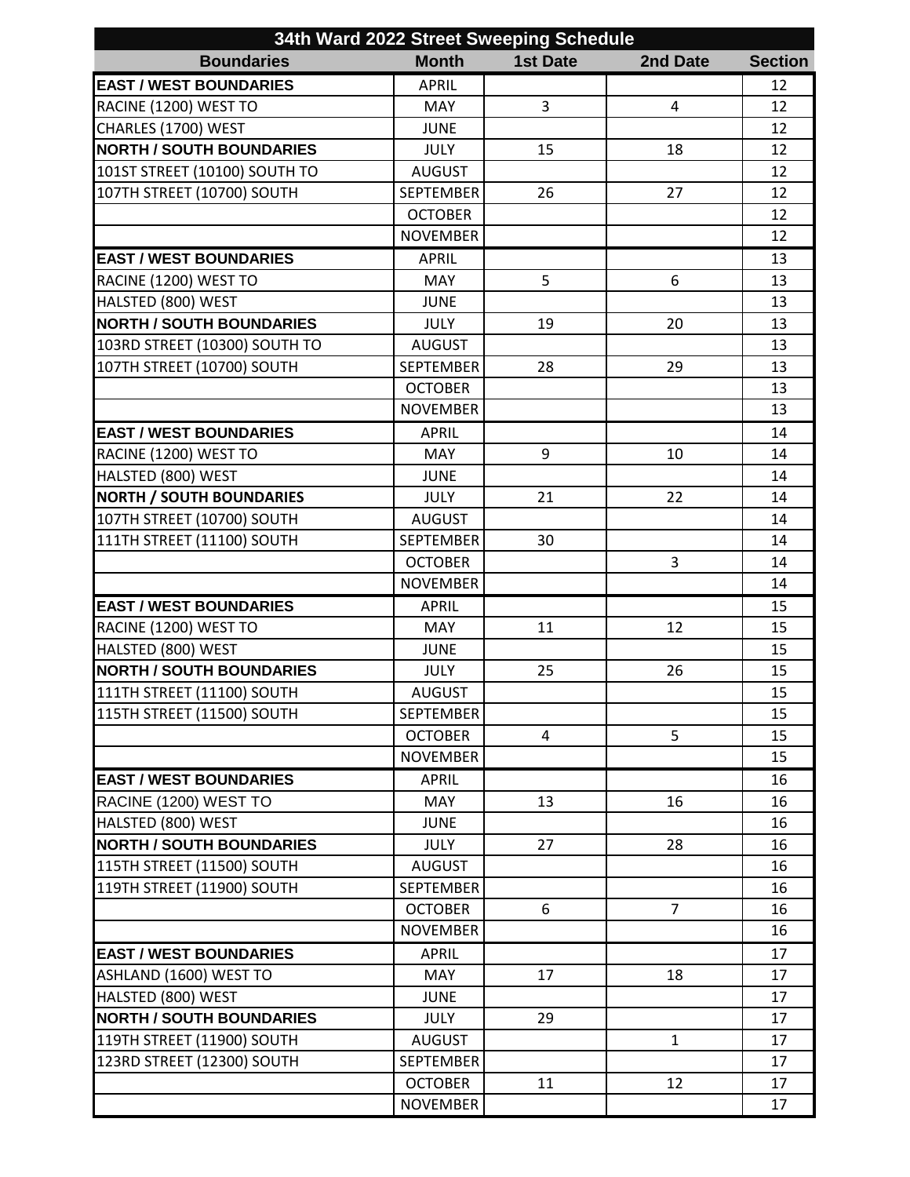| 34th Ward 2022 Street Sweeping Schedule | | | | |
|---|---|---|---|---|
| **Boundaries** | **Month** | **1st Date** | **2nd Date** | **Section** |
| **EAST / WEST BOUNDARIES** | APRIL | | | 12 |
| RACINE (1200) WEST TO | MAY | 3 | 4 | 12 |
| CHARLES (1700) WEST | JUNE | | | 12 |
| **NORTH / SOUTH BOUNDARIES** | JULY | 15 | 18 | 12 |
| 101ST STREET (10100) SOUTH TO | AUGUST | | | 12 |
| 107TH STREET (10700) SOUTH | SEPTEMBER | 26 | 27 | 12 |
| | OCTOBER | | | 12 |
| | NOVEMBER | | | 12 |
| **EAST / WEST BOUNDARIES** | APRIL | | | 13 |
| RACINE (1200) WEST TO | MAY | 5 | 6 | 13 |
| HALSTED (800) WEST | JUNE | | | 13 |
| **NORTH / SOUTH BOUNDARIES** | JULY | 19 | 20 | 13 |
| 103RD STREET (10300) SOUTH TO | AUGUST | | | 13 |
| 107TH STREET (10700) SOUTH | SEPTEMBER | 28 | 29 | 13 |
| | OCTOBER | | | 13 |
| | NOVEMBER | | | 13 |
| **EAST / WEST BOUNDARIES** | APRIL | | | 14 |
| RACINE (1200) WEST TO | MAY | 9 | 10 | 14 |
| HALSTED (800) WEST | JUNE | | | 14 |
| **NORTH / SOUTH BOUNDARIES** | JULY | 21 | 22 | 14 |
| 107TH STREET (10700) SOUTH | AUGUST | | | 14 |
| 111TH STREET (11100) SOUTH | SEPTEMBER | 30 | | 14 |
| | OCTOBER | | 3 | 14 |
| | NOVEMBER | | | 14 |
| **EAST / WEST BOUNDARIES** | APRIL | | | 15 |
| RACINE (1200) WEST TO | MAY | 11 | 12 | 15 |
| HALSTED (800) WEST | JUNE | | | 15 |
| **NORTH / SOUTH BOUNDARIES** | JULY | 25 | 26 | 15 |
| 111TH STREET (11100) SOUTH | AUGUST | | | 15 |
| 115TH STREET (11500) SOUTH | SEPTEMBER | | | 15 |
| | OCTOBER | 4 | 5 | 15 |
| | NOVEMBER | | | 15 |
| **EAST / WEST BOUNDARIES** | APRIL | | | 16 |
| RACINE (1200) WEST TO | MAY | 13 | 16 | 16 |
| HALSTED (800) WEST | JUNE | | | 16 |
| **NORTH / SOUTH BOUNDARIES** | JULY | 27 | 28 | 16 |
| 115TH STREET (11500) SOUTH | AUGUST | | | 16 |
| 119TH STREET (11900) SOUTH | SEPTEMBER | | | 16 |
| | OCTOBER | 6 | 7 | 16 |
| | NOVEMBER | | | 16 |
| **EAST / WEST BOUNDARIES** | APRIL | | | 17 |
| ASHLAND (1600) WEST TO | MAY | 17 | 18 | 17 |
| HALSTED (800) WEST | JUNE | | | 17 |
| **NORTH / SOUTH BOUNDARIES** | JULY | 29 | | 17 |
| 119TH STREET (11900) SOUTH | AUGUST | | 1 | 17 |
| 123RD STREET (12300) SOUTH | SEPTEMBER | | | 17 |
| | OCTOBER | 11 | 12 | 17 |
| | NOVEMBER | | | 17 |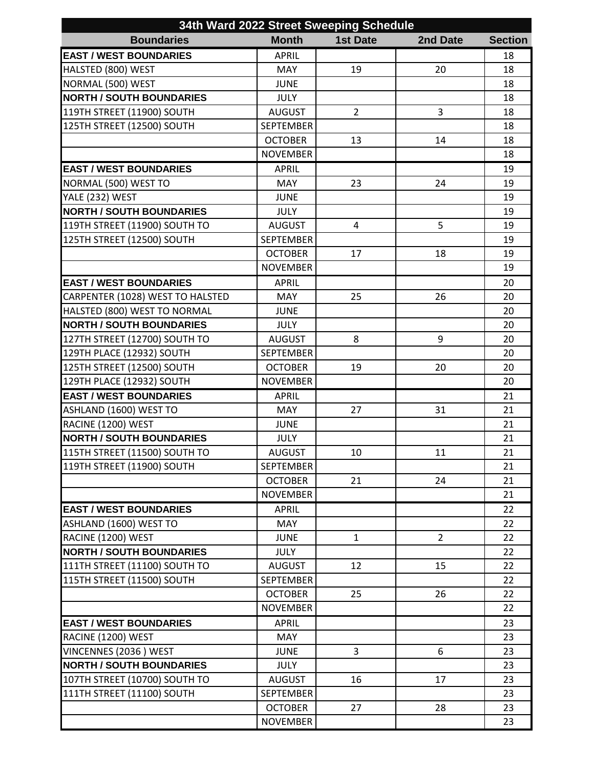| 34th Ward 2022 Street Sweeping Schedule | | | | |
|---|---|---|---|---|
| **Boundaries** | **Month** | **1st Date** | **2nd Date** | **Section** |
| **EAST / WEST BOUNDARIES** | APRIL | | | 18 |
| HALSTED (800) WEST | MAY | 19 | 20 | 18 |
| NORMAL (500) WEST | JUNE | | | 18 |
| **NORTH / SOUTH BOUNDARIES** | JULY | | | 18 |
| 119TH STREET (11900) SOUTH | AUGUST | 2 | 3 | 18 |
| 125TH STREET (12500) SOUTH | SEPTEMBER | | | 18 |
| | OCTOBER | 13 | 14 | 18 |
| | NOVEMBER | | | 18 |
| **EAST / WEST BOUNDARIES** | APRIL | | | 19 |
| NORMAL (500) WEST TO | MAY | 23 | 24 | 19 |
| YALE (232) WEST | JUNE | | | 19 |
| **NORTH / SOUTH BOUNDARIES** | JULY | | | 19 |
| 119TH STREET (11900) SOUTH TO | AUGUST | 4 | 5 | 19 |
| 125TH STREET (12500) SOUTH | SEPTEMBER | | | 19 |
| | OCTOBER | 17 | 18 | 19 |
| | NOVEMBER | | | 19 |
| **EAST / WEST BOUNDARIES** | APRIL | | | 20 |
| CARPENTER (1028) WEST TO HALSTED | MAY | 25 | 26 | 20 |
| HALSTED (800) WEST TO NORMAL | JUNE | | | 20 |
| **NORTH / SOUTH BOUNDARIES** | JULY | | | 20 |
| 127TH STREET (12700) SOUTH TO | AUGUST | 8 | 9 | 20 |
| 129TH PLACE (12932) SOUTH | SEPTEMBER | | | 20 |
| 125TH STREET (12500) SOUTH | OCTOBER | 19 | 20 | 20 |
| 129TH PLACE (12932) SOUTH | NOVEMBER | | | 20 |
| **EAST / WEST BOUNDARIES** | APRIL | | | 21 |
| ASHLAND (1600) WEST TO | MAY | 27 | 31 | 21 |
| RACINE (1200) WEST | JUNE | | | 21 |
| **NORTH / SOUTH BOUNDARIES** | JULY | | | 21 |
| 115TH STREET (11500) SOUTH TO | AUGUST | 10 | 11 | 21 |
| 119TH STREET (11900) SOUTH | SEPTEMBER | | | 21 |
| | OCTOBER | 21 | 24 | 21 |
| | NOVEMBER | | | 21 |
| **EAST / WEST BOUNDARIES** | APRIL | | | 22 |
| ASHLAND (1600) WEST TO | MAY | | | 22 |
| RACINE (1200) WEST | JUNE | 1 | 2 | 22 |
| **NORTH / SOUTH BOUNDARIES** | JULY | | | 22 |
| 111TH STREET (11100) SOUTH TO | AUGUST | 12 | 15 | 22 |
| 115TH STREET (11500) SOUTH | SEPTEMBER | | | 22 |
| | OCTOBER | 25 | 26 | 22 |
| | NOVEMBER | | | 22 |
| **EAST / WEST BOUNDARIES** | APRIL | | | 23 |
| RACINE (1200) WEST | MAY | | | 23 |
| VINCENNES (2036 ) WEST | JUNE | 3 | 6 | 23 |
| **NORTH / SOUTH BOUNDARIES** | JULY | | | 23 |
| 107TH STREET (10700) SOUTH TO | AUGUST | 16 | 17 | 23 |
| 111TH STREET (11100) SOUTH | SEPTEMBER | | | 23 |
| | OCTOBER | 27 | 28 | 23 |
| | NOVEMBER | | | 23 |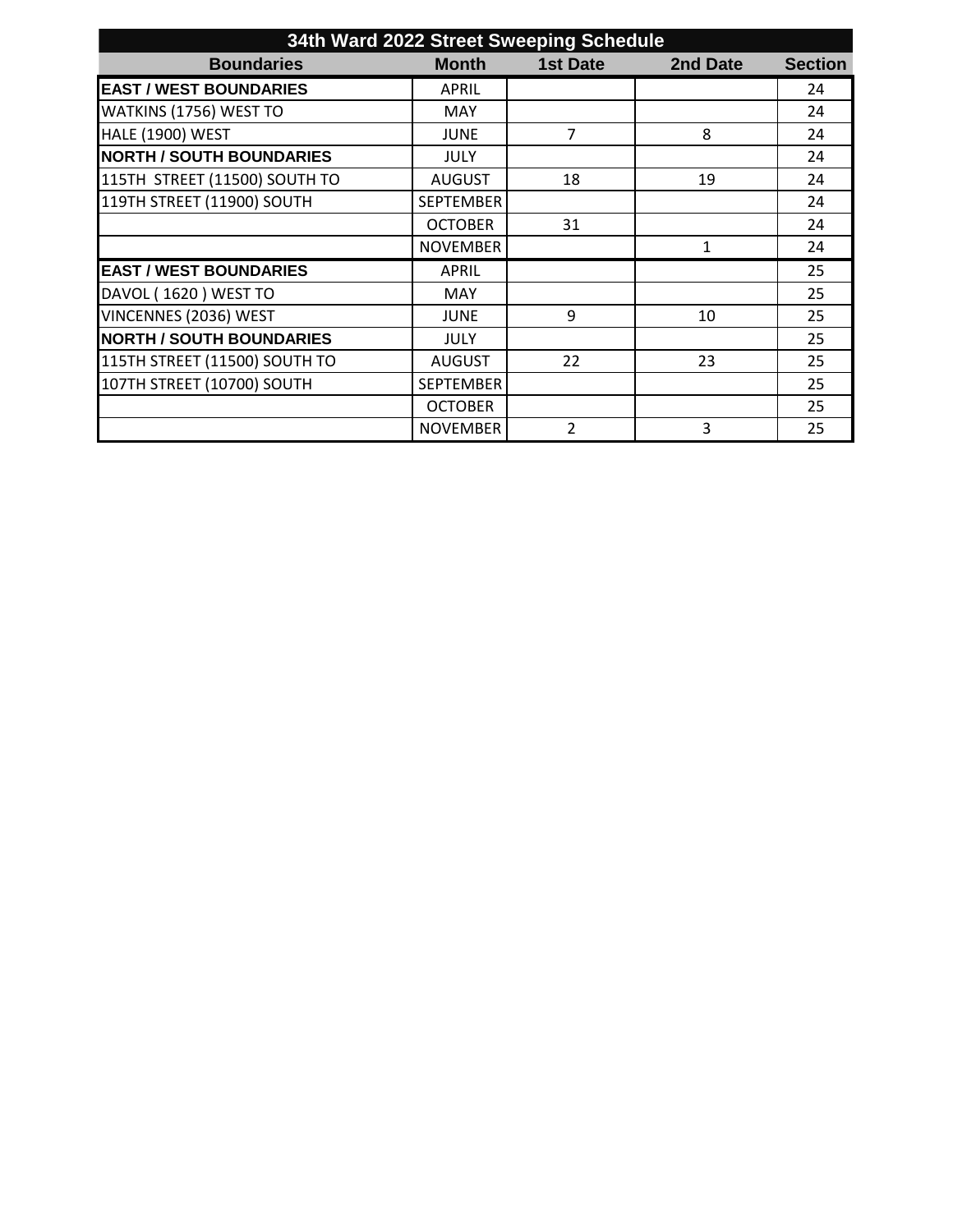| 34th Ward 2022 Street Sweeping Schedule | | | | |
|---|---|---|---|---|
| **Boundaries** | **Month** | **1st Date** | **2nd Date** | **Section** |
| **EAST / WEST BOUNDARIES** | APRIL | | | 24 |
| WATKINS (1756) WEST TO | MAY | | | 24 |
| HALE (1900) WEST | JUNE | 7 | 8 | 24 |
| **NORTH / SOUTH BOUNDARIES** | JULY | | | 24 |
| 115TH STREET (11500) SOUTH TO | AUGUST | 18 | 19 | 24 |
| 119TH STREET (11900) SOUTH | SEPTEMBER | | | 24 |
| | OCTOBER | 31 | | 24 |
| | NOVEMBER | | 1 | 24 |
| **EAST / WEST BOUNDARIES** | APRIL | | | 25 |
| DAVOL ( 1620 ) WEST TO | MAY | | | 25 |
| VINCENNES (2036) WEST | JUNE | 9 | 10 | 25 |
| **NORTH / SOUTH BOUNDARIES** | JULY | | | 25 |
| 115TH STREET (11500) SOUTH TO | AUGUST | 22 | 23 | 25 |
| 107TH STREET (10700) SOUTH | SEPTEMBER | | | 25 |
| | OCTOBER | | | 25 |
| | NOVEMBER | 2 | 3 | 25 |